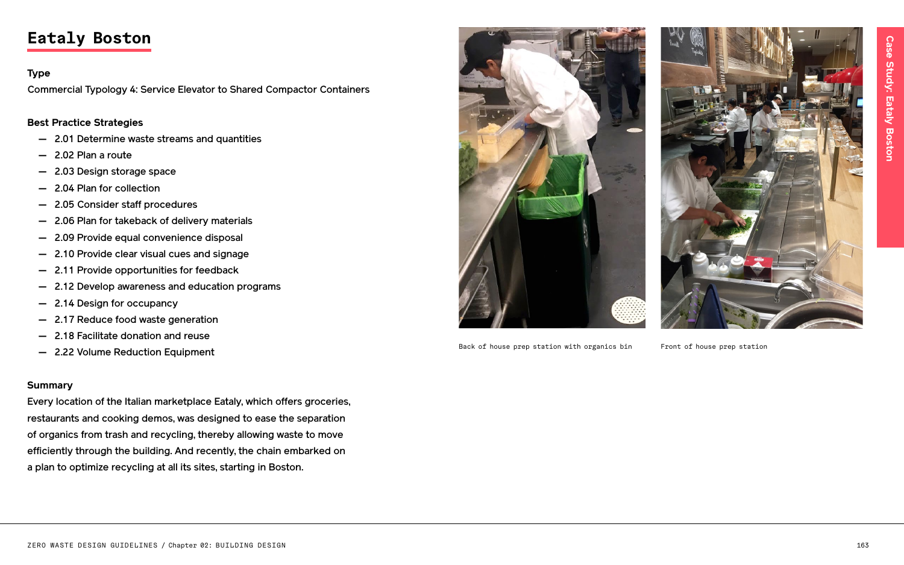# Eataly Boston

**Type**

Commercial Typology 4: Service Elevator to Shared Compactor Containers

**Best Practice Strategies**

- 2.01 Determine waste streams and quantities
- 2.02 Plan a route
- 2.03 Design storage space
- 2.04 Plan for collection
- 2.05 Consider staff procedures
- 2.06 Plan for takeback of delivery materials
- 2.09 Provide equal convenience disposal
- 2.10 Provide clear visual cues and signage
- 2.11 Provide opportunities for feedback
- 2.12 Develop awareness and education programs
- 2.14 Design for occupancy
- 2.17 Reduce food waste generation
- 2.18 Facilitate donation and reuse
- 2.22 Volume Reduction Equipment

**Summary**

Every location of the Italian marketplace Eataly, which offers groceries, restaurants and cooking demos, was designed to ease the separation of organics from trash and recycling, thereby allowing waste to move efficiently through the building. And recently, the chain embarked on a plan to optimize recycling at all its sites, starting in Boston.

Back of house prep station with organics bin

Front of house prep station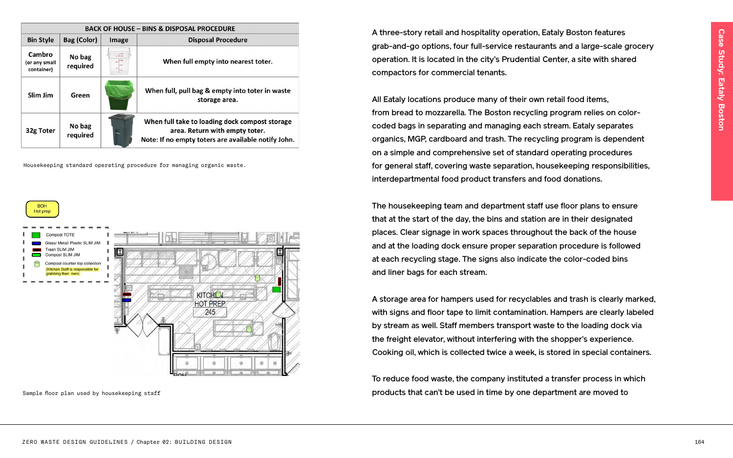| BACK OF HOUSE – BINS & DISPOSAL PROCEDURE | | | |
|---|---|---|---|
| **Bin Style** | **Bag (Color)** | **Image** | **Disposal Procedure** |
| **Cambro** (or any small container) | **No bag required** | | **When full empty into nearest toter.** |
| **Slim Jim** | **Green** | | **When full, pull bag & empty into toter in waste storage area.** |
| **32g Toter** | **No bag required** | | **When full take to loading dock compost storage area. Return with empty toter. Note: If no empty toters are available notify John.** |

Housekeeping standard operating procedure for managing organic waste.

BOH Hot prep

- Compost TOTE
- Glass/ Metal/ Plastic SLIM JIM
- Trash SLIM JIM
- Compost SLIM JIM
- Compost counter top collection (Kitchen Staff is responsible for grabbing their own)

KITCHEN HOT PREP 245

Sample floor plan used by housekeeping staff

A three-story retail and hospitality operation, Eataly Boston features grab-and-go options, four full-service restaurants and a large-scale grocery operation. It is located in the city's Prudential Center, a site with shared compactors for commercial tenants.

All Eataly locations produce many of their own retail food items, from bread to mozzarella. The Boston recycling program relies on color-coded bags in separating and managing each stream. Eataly separates organics, MGP, cardboard and trash. The recycling program is dependent on a simple and comprehensive set of standard operating procedures for general staff, covering waste separation, housekeeping responsibilities, interdepartmental food product transfers and food donations.

The housekeeping team and department staff use floor plans to ensure that at the start of the day, the bins and station are in their designated places. Clear signage in work spaces throughout the back of the house and at the loading dock ensure proper separation procedure is followed at each recycling stage. The signs also indicate the color-coded bins and liner bags for each stream.

A storage area for hampers used for recyclables and trash is clearly marked, with signs and floor tape to limit contamination. Hampers are clearly labeled by stream as well. Staff members transport waste to the loading dock via the freight elevator, without interfering with the shopper's experience. Cooking oil, which is collected twice a week, is stored in special containers.

To reduce food waste, the company instituted a transfer process in which products that can't be used in time by one department are moved to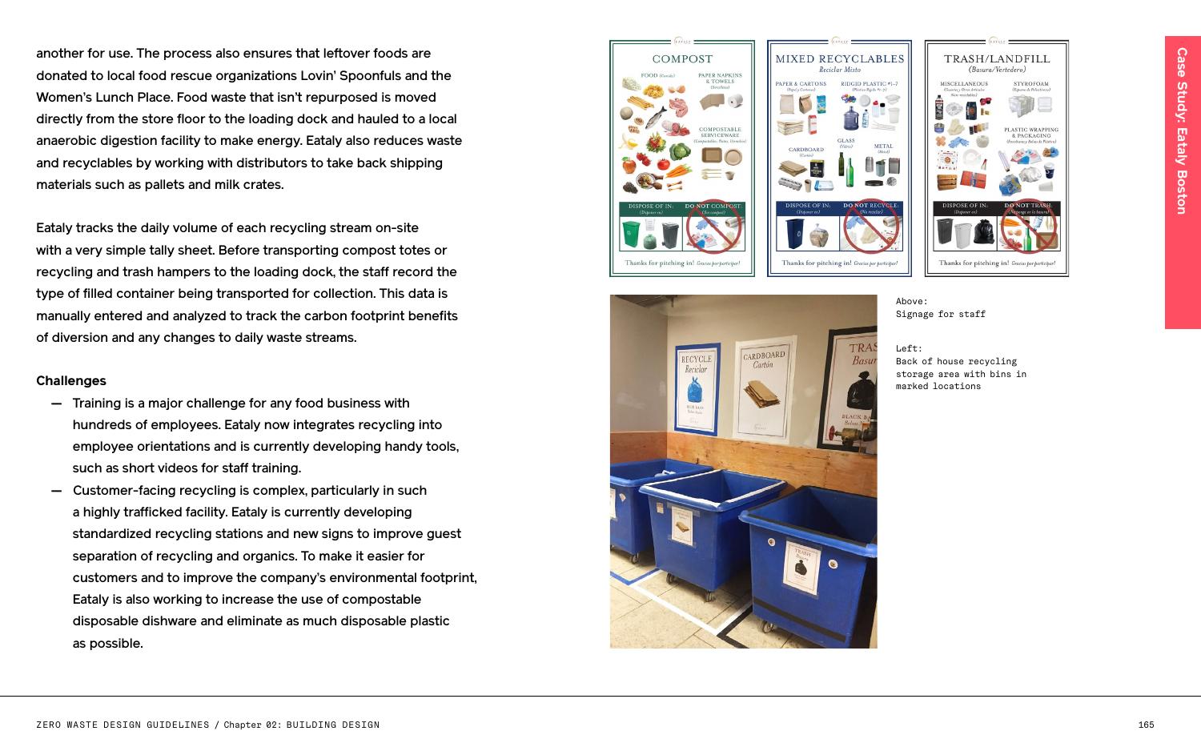another for use. The process also ensures that leftover foods are donated to local food rescue organizations Lovin' Spoonfuls and the Women's Lunch Place. Food waste that isn't repurposed is moved directly from the store floor to the loading dock and hauled to a local anaerobic digestion facility to make energy. Eataly also reduces waste and recyclables by working with distributors to take back shipping materials such as pallets and milk crates.

Eataly tracks the daily volume of each recycling stream on-site with a very simple tally sheet. Before transporting compost totes or recycling and trash hampers to the loading dock, the staff record the type of filled container being transported for collection. This data is manually entered and analyzed to track the carbon footprint benefits of diversion and any changes to daily waste streams.

**Challenges**

- Training is a major challenge for any food business with hundreds of employees. Eataly now integrates recycling into employee orientations and is currently developing handy tools, such as short videos for staff training.
- Customer-facing recycling is complex, particularly in such a highly trafficked facility. Eataly is currently developing standardized recycling stations and new signs to improve guest separation of recycling and organics. To make it easier for customers and to improve the company's environmental footprint, Eataly is also working to increase the use of compostable disposable dishware and eliminate as much disposable plastic as possible.

Above:
Signage for staff

Left:
Back of house recycling storage area with bins in marked locations